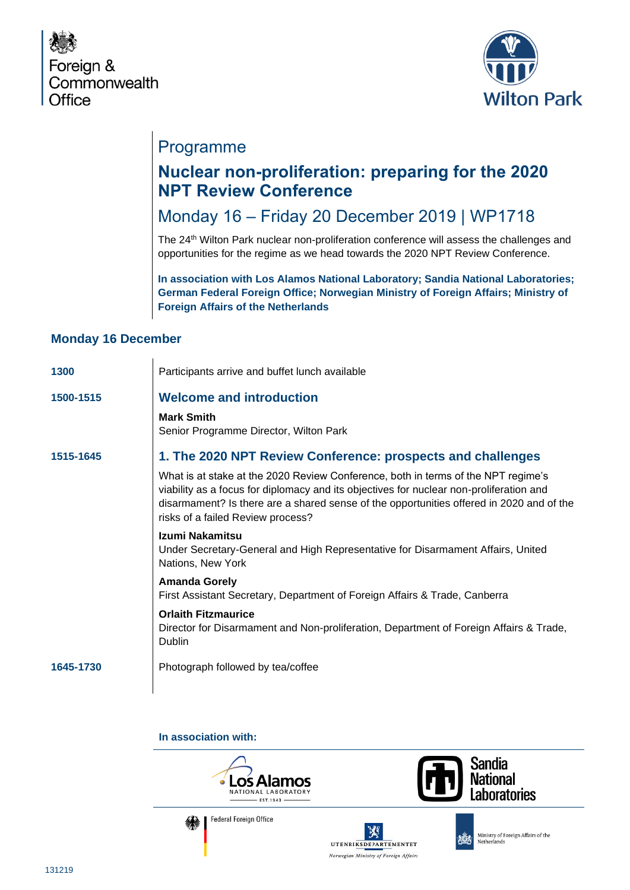Foreign & Commonwealth Office

Wilton Park

## Programme

# Nuclear non-proliferation: preparing for the 2020 NPT Review Conference

## Monday 16 – Friday 20 December 2019 | WP1718

The 24th Wilton Park nuclear non-proliferation conference will assess the challenges and opportunities for the regime as we head towards the 2020 NPT Review Conference.

**In association with Los Alamos National Laboratory; Sandia National Laboratories; German Federal Foreign Office; Norwegian Ministry of Foreign Affairs; Ministry of Foreign Affairs of the Netherlands**

### Monday 16 December

**1300**

Participants arrive and buffet lunch available

**1500-1515**

**Welcome and introduction**

**Mark Smith**
Senior Programme Director, Wilton Park

**1515-1645**

**1. The 2020 NPT Review Conference: prospects and challenges**

What is at stake at the 2020 Review Conference, both in terms of the NPT regime's viability as a focus for diplomacy and its objectives for nuclear non-proliferation and disarmament? Is there are a shared sense of the opportunities offered in 2020 and of the risks of a failed Review process?

**Izumi Nakamitsu**
Under Secretary-General and High Representative for Disarmament Affairs, United Nations, New York

**Amanda Gorely**
First Assistant Secretary, Department of Foreign Affairs & Trade, Canberra

**Orlaith Fitzmaurice**
Director for Disarmament and Non-proliferation, Department of Foreign Affairs & Trade, Dublin

**1645-1730**

Photograph followed by tea/coffee

**In association with:**

Los Alamos National Laboratory EST. 1943

Sandia National Laboratories

Federal Foreign Office

UTENRIKSDEPARTEMENTET
Norwegian Ministry of Foreign Affairs

Ministry of Foreign Affairs of the Netherlands

131219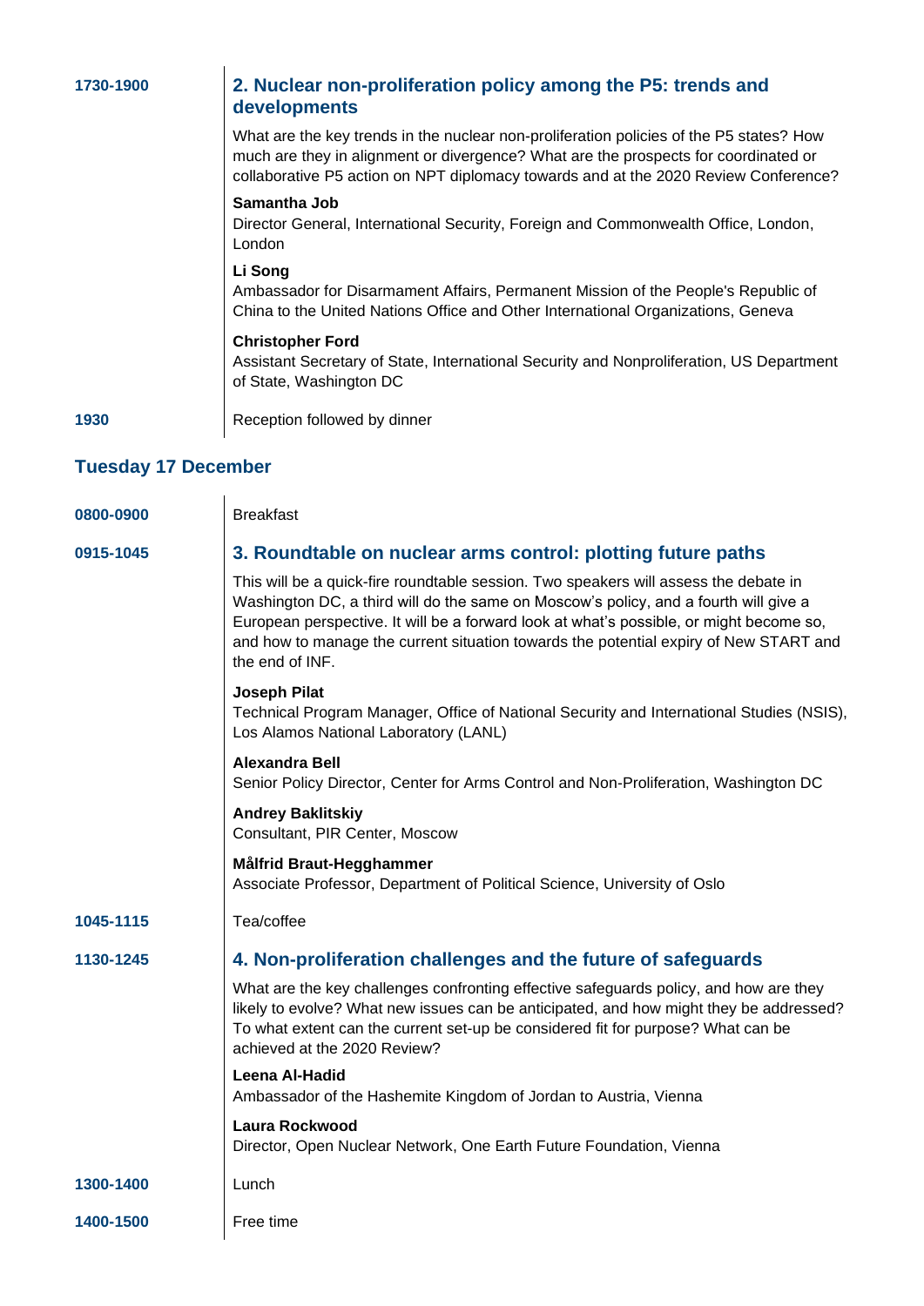**1730-1900**

### 2. Nuclear non-proliferation policy among the P5: trends and developments

What are the key trends in the nuclear non-proliferation policies of the P5 states? How much are they in alignment or divergence? What are the prospects for coordinated or collaborative P5 action on NPT diplomacy towards and at the 2020 Review Conference?

**Samantha Job**
Director General, International Security, Foreign and Commonwealth Office, London, London

**Li Song**
Ambassador for Disarmament Affairs, Permanent Mission of the People's Republic of China to the United Nations Office and Other International Organizations, Geneva

**Christopher Ford**
Assistant Secretary of State, International Security and Nonproliferation, US Department of State, Washington DC

**1930**

Reception followed by dinner

## Tuesday 17 December

**0800-0900**

Breakfast

**0915-1045**

### 3. Roundtable on nuclear arms control: plotting future paths

This will be a quick-fire roundtable session. Two speakers will assess the debate in Washington DC, a third will do the same on Moscow's policy, and a fourth will give a European perspective. It will be a forward look at what's possible, or might become so, and how to manage the current situation towards the potential expiry of New START and the end of INF.

**Joseph Pilat**
Technical Program Manager, Office of National Security and International Studies (NSIS), Los Alamos National Laboratory (LANL)

**Alexandra Bell**
Senior Policy Director, Center for Arms Control and Non-Proliferation, Washington DC

**Andrey Baklitskiy**
Consultant, PIR Center, Moscow

**Målfrid Braut-Hegghammer**
Associate Professor, Department of Political Science, University of Oslo

**1045-1115**

Tea/coffee

**1130-1245**

### 4. Non-proliferation challenges and the future of safeguards

What are the key challenges confronting effective safeguards policy, and how are they likely to evolve? What new issues can be anticipated, and how might they be addressed? To what extent can the current set-up be considered fit for purpose? What can be achieved at the 2020 Review?

**Leena Al-Hadid**
Ambassador of the Hashemite Kingdom of Jordan to Austria, Vienna

**Laura Rockwood**
Director, Open Nuclear Network, One Earth Future Foundation, Vienna

**1300-1400**

Lunch

**1400-1500**

Free time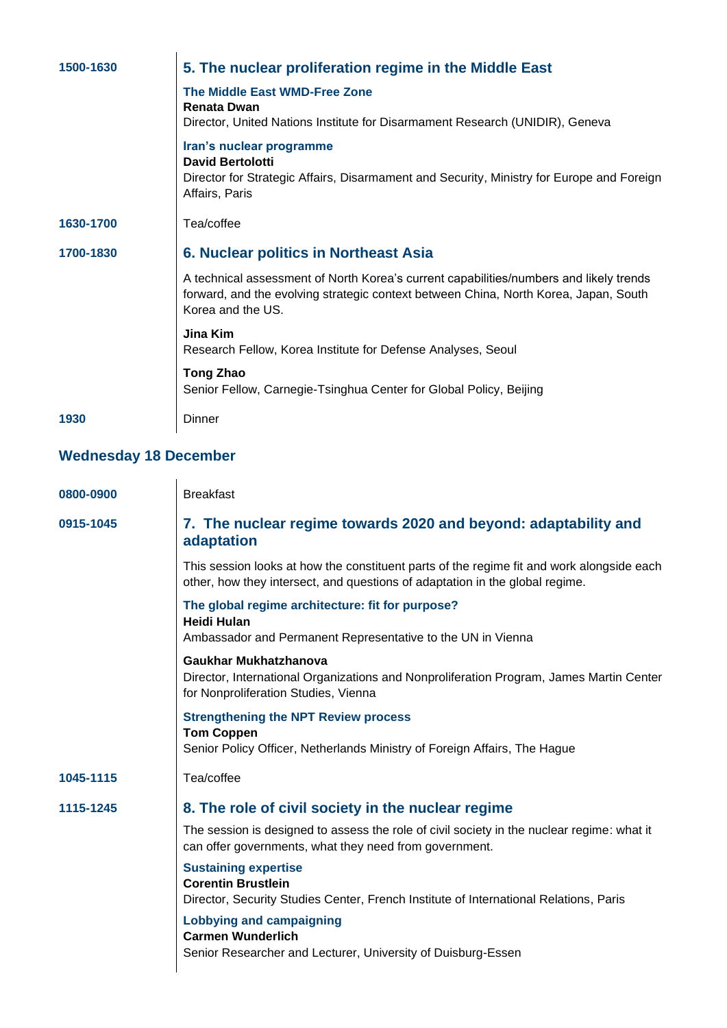**1500-1630**

## 5. The nuclear proliferation regime in the Middle East

**The Middle East WMD-Free Zone**
**Renata Dwan**
Director, United Nations Institute for Disarmament Research (UNIDIR), Geneva

**Iran's nuclear programme**
**David Bertolotti**
Director for Strategic Affairs, Disarmament and Security, Ministry for Europe and Foreign Affairs, Paris

**1630-1700**

Tea/coffee

**1700-1830**

## 6. Nuclear politics in Northeast Asia

A technical assessment of North Korea's current capabilities/numbers and likely trends forward, and the evolving strategic context between China, North Korea, Japan, South Korea and the US.

**Jina Kim**
Research Fellow, Korea Institute for Defense Analyses, Seoul

**Tong Zhao**
Senior Fellow, Carnegie-Tsinghua Center for Global Policy, Beijing

**1930**

Dinner

# Wednesday 18 December

**0800-0900**

Breakfast

**0915-1045**

## 7. The nuclear regime towards 2020 and beyond: adaptability and adaptation

This session looks at how the constituent parts of the regime fit and work alongside each other, how they intersect, and questions of adaptation in the global regime.

**The global regime architecture: fit for purpose?**
**Heidi Hulan**
Ambassador and Permanent Representative to the UN in Vienna

**Gaukhar Mukhatzhanova**
Director, International Organizations and Nonproliferation Program, James Martin Center for Nonproliferation Studies, Vienna

**Strengthening the NPT Review process**
**Tom Coppen**
Senior Policy Officer, Netherlands Ministry of Foreign Affairs, The Hague

**1045-1115**

Tea/coffee

**1115-1245**

## 8. The role of civil society in the nuclear regime

The session is designed to assess the role of civil society in the nuclear regime: what it can offer governments, what they need from government.

**Sustaining expertise**
**Corentin Brustlein**
Director, Security Studies Center, French Institute of International Relations, Paris

**Lobbying and campaigning**
**Carmen Wunderlich**
Senior Researcher and Lecturer, University of Duisburg-Essen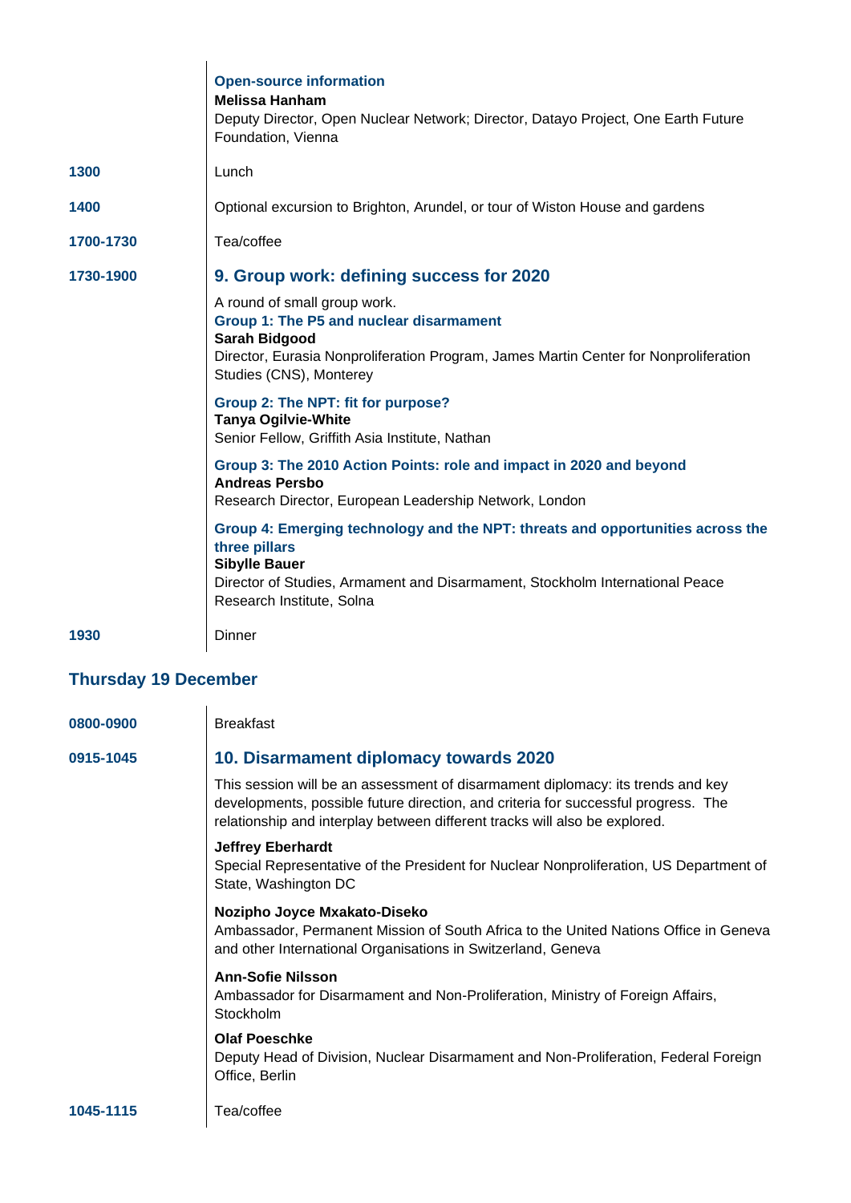**Open-source information**
**Melissa Hanham**
Deputy Director, Open Nuclear Network; Director, Datayo Project, One Earth Future Foundation, Vienna

**1300** Lunch

**1400** Optional excursion to Brighton, Arundel, or tour of Wiston House and gardens

**1700-1730** Tea/coffee

**1730-1900**

### 9. Group work: defining success for 2020

A round of small group work.

**Group 1: The P5 and nuclear disarmament**
**Sarah Bidgood**
Director, Eurasia Nonproliferation Program, James Martin Center for Nonproliferation Studies (CNS), Monterey

**Group 2: The NPT: fit for purpose?**
**Tanya Ogilvie-White**
Senior Fellow, Griffith Asia Institute, Nathan

**Group 3: The 2010 Action Points: role and impact in 2020 and beyond**
**Andreas Persbo**
Research Director, European Leadership Network, London

**Group 4: Emerging technology and the NPT: threats and opportunities across the three pillars**
**Sibylle Bauer**
Director of Studies, Armament and Disarmament, Stockholm International Peace Research Institute, Solna

**1930** Dinner

## Thursday 19 December

**0800-0900** Breakfast

**0915-1045**

### 10. Disarmament diplomacy towards 2020

This session will be an assessment of disarmament diplomacy: its trends and key developments, possible future direction, and criteria for successful progress. The relationship and interplay between different tracks will also be explored.

**Jeffrey Eberhardt**
Special Representative of the President for Nuclear Nonproliferation, US Department of State, Washington DC

**Nozipho Joyce Mxakato-Diseko**
Ambassador, Permanent Mission of South Africa to the United Nations Office in Geneva and other International Organisations in Switzerland, Geneva

**Ann-Sofie Nilsson**
Ambassador for Disarmament and Non-Proliferation, Ministry of Foreign Affairs, Stockholm

**Olaf Poeschke**
Deputy Head of Division, Nuclear Disarmament and Non-Proliferation, Federal Foreign Office, Berlin

**1045-1115** Tea/coffee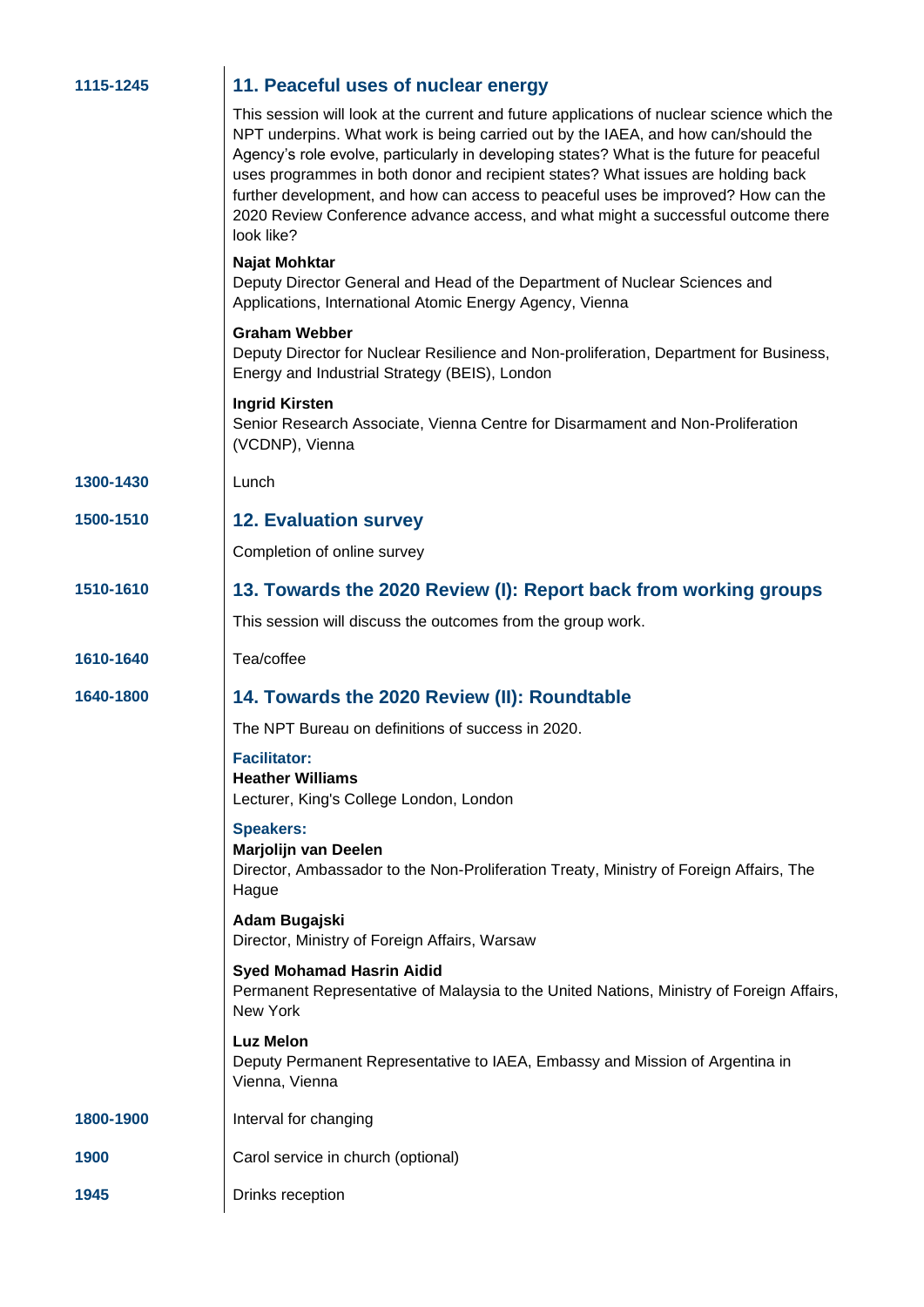**1115-1245**

## 11. Peaceful uses of nuclear energy

This session will look at the current and future applications of nuclear science which the NPT underpins. What work is being carried out by the IAEA, and how can/should the Agency's role evolve, particularly in developing states? What is the future for peaceful uses programmes in both donor and recipient states? What issues are holding back further development, and how can access to peaceful uses be improved? How can the 2020 Review Conference advance access, and what might a successful outcome there look like?

**Najat Mohktar**
Deputy Director General and Head of the Department of Nuclear Sciences and Applications, International Atomic Energy Agency, Vienna

**Graham Webber**
Deputy Director for Nuclear Resilience and Non-proliferation, Department for Business, Energy and Industrial Strategy (BEIS), London

**Ingrid Kirsten**
Senior Research Associate, Vienna Centre for Disarmament and Non-Proliferation (VCDNP), Vienna

**1300-1430**

Lunch

**1500-1510**

## 12. Evaluation survey

Completion of online survey

**1510-1610**

## 13. Towards the 2020 Review (I): Report back from working groups

This session will discuss the outcomes from the group work.

**1610-1640**

Tea/coffee

**1640-1800**

## 14. Towards the 2020 Review (II): Roundtable

The NPT Bureau on definitions of success in 2020.

**Facilitator:**
**Heather Williams**
Lecturer, King's College London, London

**Speakers:**
**Marjolijn van Deelen**
Director, Ambassador to the Non-Proliferation Treaty, Ministry of Foreign Affairs, The Hague

**Adam Bugajski**
Director, Ministry of Foreign Affairs, Warsaw

**Syed Mohamad Hasrin Aidid**
Permanent Representative of Malaysia to the United Nations, Ministry of Foreign Affairs, New York

**Luz Melon**
Deputy Permanent Representative to IAEA, Embassy and Mission of Argentina in Vienna, Vienna

**1800-1900**

Interval for changing

**1900**

Carol service in church (optional)

**1945**

Drinks reception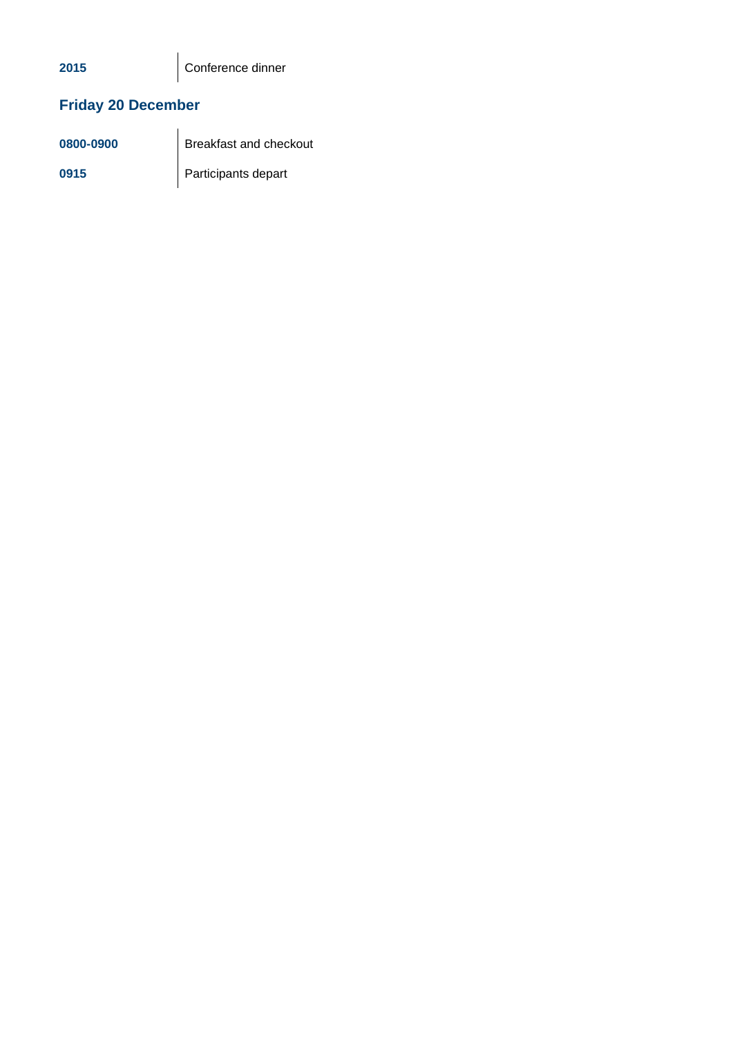| | |
|---|---|
| **2015** | Conference dinner |

## Friday 20 December

| | |
|---|---|
| **0800-0900** | Breakfast and checkout |
| **0915** | Participants depart |